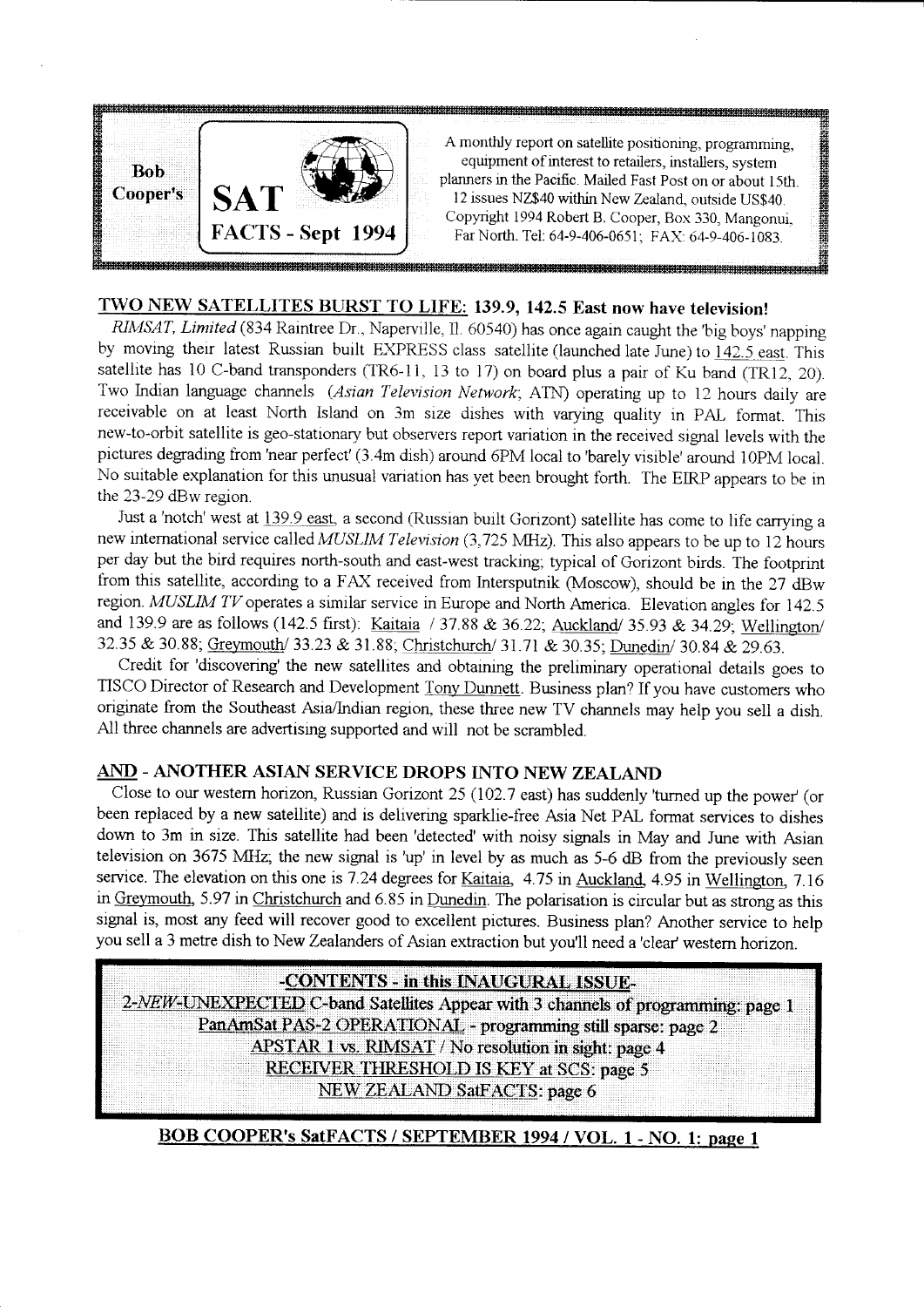**Bob Cooper's SAT FACTS - Sept 1994**

A monthly report on satellite positioning, programming, equipment of interest to retailers, installers, system planners in the Pacific. Mailed Fast Post on or about 15th. 12 issues NZ$40 within New Zealand, outside US$40. Copyright 1994 Robert B. Cooper, Box 330, Mangonui, Far North. Tel: 64-9-406-0651; FAX: 64-9-406-1083.

## TWO NEW SATELLITES BURST TO LIFE: 139.9, 142.5 East now have television!

*RIMSAT, Limited* (834 Raintree Dr., Naperville, Il. 60540) has once again caught the 'big boys' napping by moving their latest Russian built EXPRESS class satellite (launched late June) to 142.5 east. This satellite has 10 C-band transponders (TR6-11, 13 to 17) on board plus a pair of Ku band (TR12, 20). Two Indian language channels (*Asian Television Network*; ATN) operating up to 12 hours daily are receivable on at least North Island on 3m size dishes with varying quality in PAL format. This new-to-orbit satellite is geo-stationary but observers report variation in the received signal levels with the pictures degrading from 'near perfect' (3.4m dish) around 6PM local to 'barely visible' around 10PM local. No suitable explanation for this unusual variation has yet been brought forth. The EIRP appears to be in the 23-29 dBw region.

Just a 'notch' west at 139.9 east, a second (Russian built Gorizont) satellite has come to life carrying a new international service called *MUSLIM Television* (3,725 MHz). This also appears to be up to 12 hours per day but the bird requires north-south and east-west tracking; typical of Gorizont birds. The footprint from this satellite, according to a FAX received from Intersputnik (Moscow), should be in the 27 dBw region. *MUSLIM TV* operates a similar service in Europe and North America. Elevation angles for 142.5 and 139.9 are as follows (142.5 first): Kaitaia / 37.88 & 36.22; Auckland/ 35.93 & 34.29; Wellington/ 32.35 & 30.88; Greymouth/ 33.23 & 31.88; Christchurch/ 31.71 & 30.35; Dunedin/ 30.84 & 29.63.

Credit for 'discovering' the new satellites and obtaining the preliminary operational details goes to TISCO Director of Research and Development Tony Dunnett. Business plan? If you have customers who originate from the Southeast Asia/Indian region, these three new TV channels may help you sell a dish. All three channels are advertising supported and will not be scrambled.

## AND - ANOTHER ASIAN SERVICE DROPS INTO NEW ZEALAND

Close to our western horizon, Russian Gorizont 25 (102.7 east) has suddenly 'turned up the power' (or been replaced by a new satellite) and is delivering sparklie-free Asia Net PAL format services to dishes down to 3m in size. This satellite had been 'detected' with noisy signals in May and June with Asian television on 3675 MHz; the new signal is 'up' in level by as much as 5-6 dB from the previously seen service. The elevation on this one is 7.24 degrees for Kaitaia, 4.75 in Auckland, 4.95 in Wellington, 7.16 in Greymouth, 5.97 in Christchurch and 6.85 in Dunedin. The polarisation is circular but as strong as this signal is, most any feed will recover good to excellent pictures. Business plan? Another service to help you sell a 3 metre dish to New Zealanders of Asian extraction but you'll need a 'clear' western horizon.

**-CONTENTS - in this INAUGURAL ISSUE-**

**2-*NEW*-UNEXPECTED C-band Satellites Appear with 3 channels of programming: page 1**
**PanAmSat PAS-2 OPERATIONAL - programming still sparse: page 2**
**APSTAR 1 vs. RIMSAT / No resolution in sight: page 4**
**RECEIVER THRESHOLD IS KEY at SCS: page 5**
**NEW ZEALAND SatFACTS: page 6**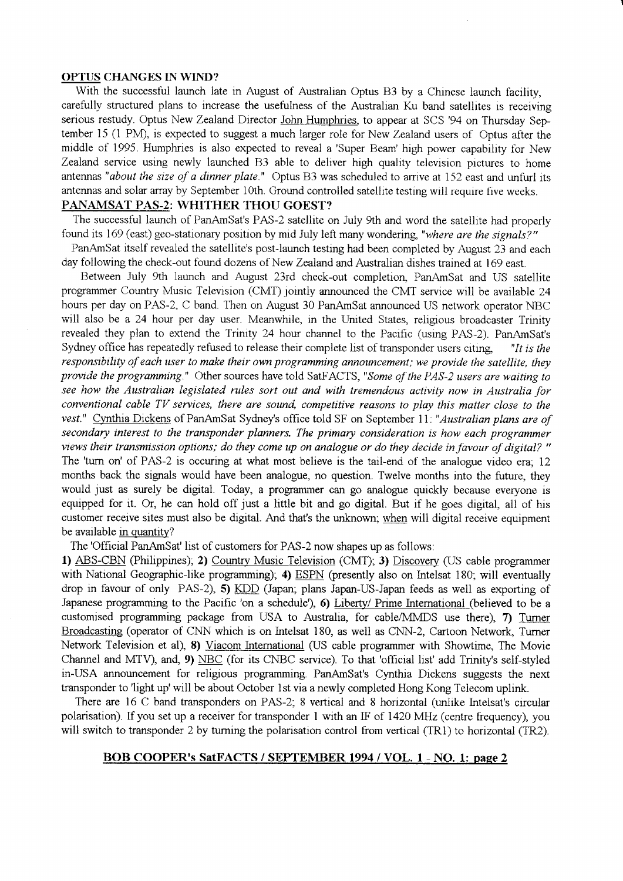## OPTUS CHANGES IN WIND?

With the successful launch late in August of Australian Optus B3 by a Chinese launch facility, carefully structured plans to increase the usefulness of the Australian Ku band satellites is receiving serious restudy. Optus New Zealand Director John Humphries, to appear at SCS '94 on Thursday September 15 (1 PM), is expected to suggest a much larger role for New Zealand users of Optus after the middle of 1995. Humphries is also expected to reveal a 'Super Beam' high power capability for New Zealand service using newly launched B3 able to deliver high quality television pictures to home antennas *"about the size of a dinner plate."* Optus B3 was scheduled to arrive at 152 east and unfurl its antennas and solar array by September 10th. Ground controlled satellite testing will require five weeks.

## PANAMSAT PAS-2: WHITHER THOU GOEST?

The successful launch of PanAmSat's PAS-2 satellite on July 9th and word the satellite had properly found its 169 (east) geo-stationary position by mid July left many wondering, *"where are the signals?"*

PanAmSat itself revealed the satellite's post-launch testing had been completed by August 23 and each day following the check-out found dozens of New Zealand and Australian dishes trained at 169 east.

Between July 9th launch and August 23rd check-out completion, PanAmSat and US satellite programmer Country Music Television (CMT) jointly announced the CMT service will be available 24 hours per day on PAS-2, C band. Then on August 30 PanAmSat announced US network operator NBC will also be a 24 hour per day user. Meanwhile, in the United States, religious broadcaster Trinity revealed they plan to extend the Trinity 24 hour channel to the Pacific (using PAS-2). PanAmSat's Sydney office has repeatedly refused to release their complete list of transponder users citing, *"It is the responsibility of each user to make their own programming announcement; we provide the satellite, they provide the programming."* Other sources have told SatFACTS, *"Some of the PAS-2 users are waiting to see how the Australian legislated rules sort out and with tremendous activity now in Australia for conventional cable TV services, there are sound, competitive reasons to play this matter close to the vest."* Cynthia Dickens of PanAmSat Sydney's office told SF on September 11: *"Australian plans are of secondary interest to the transponder planners. The primary consideration is how each programmer views their transmission options; do they come up on analogue or do they decide in favour of digital?"* The 'turn on' of PAS-2 is occuring at what most believe is the tail-end of the analogue video era; 12 months back the signals would have been analogue, no question. Twelve months into the future, they would just as surely be digital. Today, a programmer can go analogue quickly because everyone is equipped for it. Or, he can hold off just a little bit and go digital. But if he goes digital, all of his customer receive sites must also be digital. And that's the unknown; when will digital receive equipment be available in quantity?

The 'Official PanAmSat' list of customers for PAS-2 now shapes up as follows:

**1)** ABS-CBN (Philippines); **2)** Country Music Television (CMT); **3)** Discovery (US cable programmer with National Geographic-like programming); **4)** ESPN (presently also on Intelsat 180; will eventually drop in favour of only PAS-2), **5)** KDD (Japan; plans Japan-US-Japan feeds as well as exporting of Japanese programming to the Pacific 'on a schedule'), **6)** Liberty/ Prime International (believed to be a customised programming package from USA to Australia, for cable/MMDS use there), **7)** Turner Broadcasting (operator of CNN which is on Intelsat 180, as well as CNN-2, Cartoon Network, Turner Network Television et al), **8)** Viacom International (US cable programmer with Showtime, The Movie Channel and MTV), and, **9)** NBC (for its CNBC service). To that 'official list' add Trinity's self-styled in-USA announcement for religious programming. PanAmSat's Cynthia Dickens suggests the next transponder to 'light up' will be about October 1st via a newly completed Hong Kong Telecom uplink.

There are 16 C band transponders on PAS-2; 8 vertical and 8 horizontal (unlike Intelsat's circular polarisation). If you set up a receiver for transponder 1 with an IF of 1420 MHz (centre frequency), you will switch to transponder 2 by turning the polarisation control from vertical (TR1) to horizontal (TR2).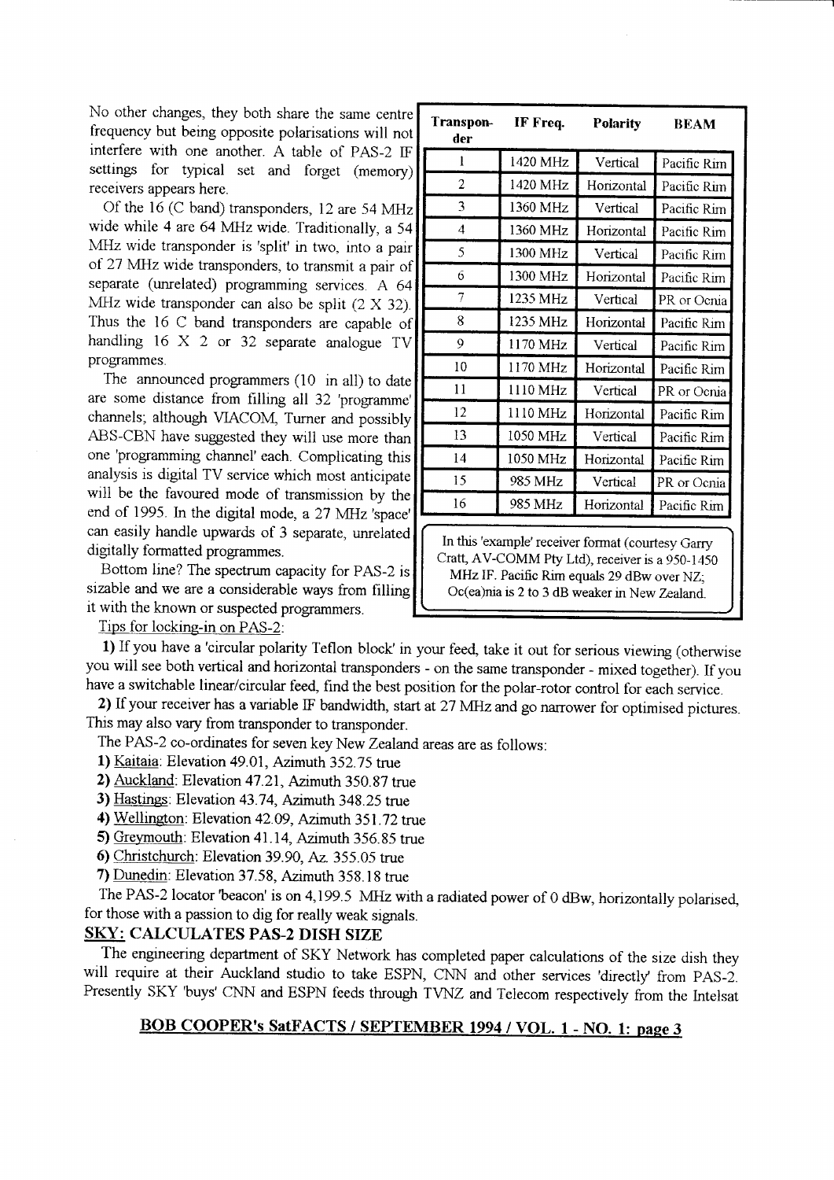No other changes, they both share the same centre frequency but being opposite polarisations will not interfere with one another. A table of PAS-2 IF settings for typical set and forget (memory) receivers appears here.

Of the 16 (C band) transponders, 12 are 54 MHz wide while 4 are 64 MHz wide. Traditionally, a 54 MHz wide transponder is 'split' in two, into a pair of 27 MHz wide transponders, to transmit a pair of separate (unrelated) programming services. A 64 MHz wide transponder can also be split (2 X 32). Thus the 16 C band transponders are capable of handling 16 X 2 or 32 separate analogue TV programmes.

The announced programmers (10 in all) to date are some distance from filling all 32 'programme' channels; although VIACOM, Turner and possibly ABS-CBN have suggested they will use more than one 'programming channel' each. Complicating this analysis is digital TV service which most anticipate will be the favoured mode of transmission by the end of 1995. In the digital mode, a 27 MHz 'space' can easily handle upwards of 3 separate, unrelated digitally formatted programmes.

Bottom line? The spectrum capacity for PAS-2 is sizable and we are a considerable ways from filling it with the known or suspected programmers.

| Transponder | IF Freq. | Polarity | BEAM |
|---|---|---|---|
| 1 | 1420 MHz | Vertical | Pacific Rim |
| 2 | 1420 MHz | Horizontal | Pacific Rim |
| 3 | 1360 MHz | Vertical | Pacific Rim |
| 4 | 1360 MHz | Horizontal | Pacific Rim |
| 5 | 1300 MHz | Vertical | Pacific Rim |
| 6 | 1300 MHz | Horizontal | Pacific Rim |
| 7 | 1235 MHz | Vertical | PR or Ocnia |
| 8 | 1235 MHz | Horizontal | Pacific Rim |
| 9 | 1170 MHz | Vertical | Pacific Rim |
| 10 | 1170 MHz | Horizontal | Pacific Rim |
| 11 | 1110 MHz | Vertical | PR or Ocnia |
| 12 | 1110 MHz | Horizontal | Pacific Rim |
| 13 | 1050 MHz | Vertical | Pacific Rim |
| 14 | 1050 MHz | Horizontal | Pacific Rim |
| 15 | 985 MHz | Vertical | PR or Ocnia |
| 16 | 985 MHz | Horizontal | Pacific Rim |

In this 'example' receiver format (courtesy Garry Cratt, AV-COMM Pty Ltd), receiver is a 950-1450 MHz IF. Pacific Rim equals 29 dBw over NZ; Oc(ea)nia is 2 to 3 dB weaker in New Zealand.

Tips for locking-in on PAS-2:

**1)** If you have a 'circular polarity Teflon block' in your feed, take it out for serious viewing (otherwise you will see both vertical and horizontal transponders - on the same transponder - mixed together). If you have a switchable linear/circular feed, find the best position for the polar-rotor control for each service.

**2)** If your receiver has a variable IF bandwidth, start at 27 MHz and go narrower for optimised pictures. This may also vary from transponder to transponder.

The PAS-2 co-ordinates for seven key New Zealand areas are as follows:

**1)** Kaitaia: Elevation 49.01, Azimuth 352.75 true

**2)** Auckland: Elevation 47.21, Azimuth 350.87 true

**3)** Hastings: Elevation 43.74, Azimuth 348.25 true

**4)** Wellington: Elevation 42.09, Azimuth 351.72 true

**5)** Greymouth: Elevation 41.14, Azimuth 356.85 true

**6)** Christchurch: Elevation 39.90, Az. 355.05 true

**7)** Dunedin: Elevation 37.58, Azimuth 358.18 true

The PAS-2 locator 'beacon' is on 4,199.5 MHz with a radiated power of 0 dBw, horizontally polarised, for those with a passion to dig for really weak signals.

## SKY: CALCULATES PAS-2 DISH SIZE

The engineering department of SKY Network has completed paper calculations of the size dish they will require at their Auckland studio to take ESPN, CNN and other services 'directly' from PAS-2. Presently SKY 'buys' CNN and ESPN feeds through TVNZ and Telecom respectively from the Intelsat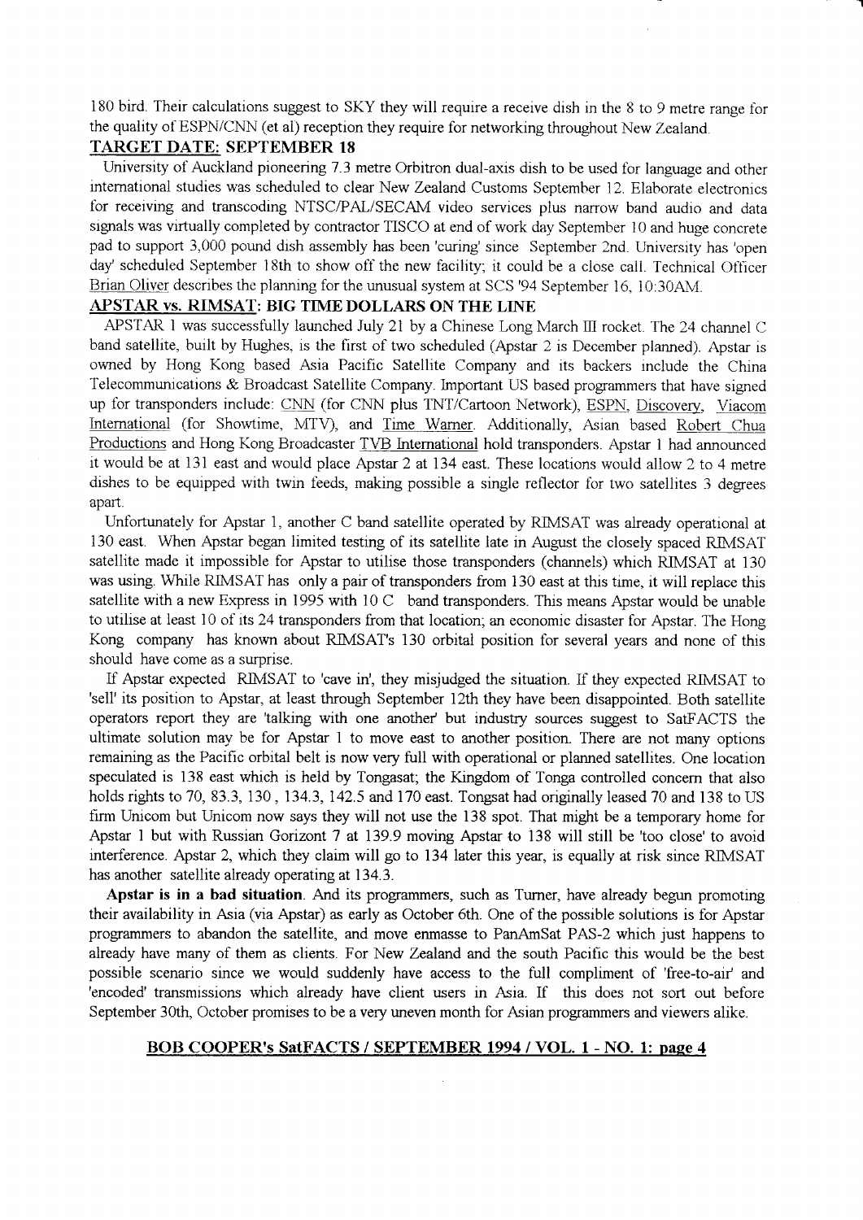180 bird. Their calculations suggest to SKY they will require a receive dish in the 8 to 9 metre range for the quality of ESPN/CNN (et al) reception they require for networking throughout New Zealand.

## TARGET DATE: SEPTEMBER 18

University of Auckland pioneering 7.3 metre Orbitron dual-axis dish to be used for language and other international studies was scheduled to clear New Zealand Customs September 12. Elaborate electronics for receiving and transcoding NTSC/PAL/SECAM video services plus narrow band audio and data signals was virtually completed by contractor TISCO at end of work day September 10 and huge concrete pad to support 3,000 pound dish assembly has been 'curing' since September 2nd. University has 'open day' scheduled September 18th to show off the new facility; it could be a close call. Technical Officer Brian Oliver describes the planning for the unusual system at SCS '94 September 16, 10:30AM.

## APSTAR vs. RIMSAT: BIG TIME DOLLARS ON THE LINE

APSTAR 1 was successfully launched July 21 by a Chinese Long March III rocket. The 24 channel C band satellite, built by Hughes, is the first of two scheduled (Apstar 2 is December planned). Apstar is owned by Hong Kong based Asia Pacific Satellite Company and its backers include the China Telecommunications & Broadcast Satellite Company. Important US based programmers that have signed up for transponders include: CNN (for CNN plus TNT/Cartoon Network), ESPN, Discovery, Viacom International (for Showtime, MTV), and Time Warner. Additionally, Asian based Robert Chua Productions and Hong Kong Broadcaster TVB International hold transponders. Apstar 1 had announced it would be at 131 east and would place Apstar 2 at 134 east. These locations would allow 2 to 4 metre dishes to be equipped with twin feeds, making possible a single reflector for two satellites 3 degrees apart.

Unfortunately for Apstar 1, another C band satellite operated by RIMSAT was already operational at 130 east. When Apstar began limited testing of its satellite late in August the closely spaced RIMSAT satellite made it impossible for Apstar to utilise those transponders (channels) which RIMSAT at 130 was using. While RIMSAT has only a pair of transponders from 130 east at this time, it will replace this satellite with a new Express in 1995 with 10 C band transponders. This means Apstar would be unable to utilise at least 10 of its 24 transponders from that location; an economic disaster for Apstar. The Hong Kong company has known about RIMSAT's 130 orbital position for several years and none of this should have come as a surprise.

If Apstar expected RIMSAT to 'cave in', they misjudged the situation. If they expected RIMSAT to 'sell' its position to Apstar, at least through September 12th they have been disappointed. Both satellite operators report they are 'talking with one another' but industry sources suggest to SatFACTS the ultimate solution may be for Apstar 1 to move east to another position. There are not many options remaining as the Pacific orbital belt is now very full with operational or planned satellites. One location speculated is 138 east which is held by Tongasat; the Kingdom of Tonga controlled concern that also holds rights to 70, 83.3, 130, 134.3, 142.5 and 170 east. Tongsat had originally leased 70 and 138 to US firm Unicom but Unicom now says they will not use the 138 spot. That might be a temporary home for Apstar 1 but with Russian Gorizont 7 at 139.9 moving Apstar to 138 will still be 'too close' to avoid interference. Apstar 2, which they claim will go to 134 later this year, is equally at risk since RIMSAT has another satellite already operating at 134.3.

**Apstar is in a bad situation**. And its programmers, such as Turner, have already begun promoting their availability in Asia (via Apstar) as early as October 6th. One of the possible solutions is for Apstar programmers to abandon the satellite, and move enmasse to PanAmSat PAS-2 which just happens to already have many of them as clients. For New Zealand and the south Pacific this would be the best possible scenario since we would suddenly have access to the full compliment of 'free-to-air' and 'encoded' transmissions which already have client users in Asia. If this does not sort out before September 30th, October promises to be a very uneven month for Asian programmers and viewers alike.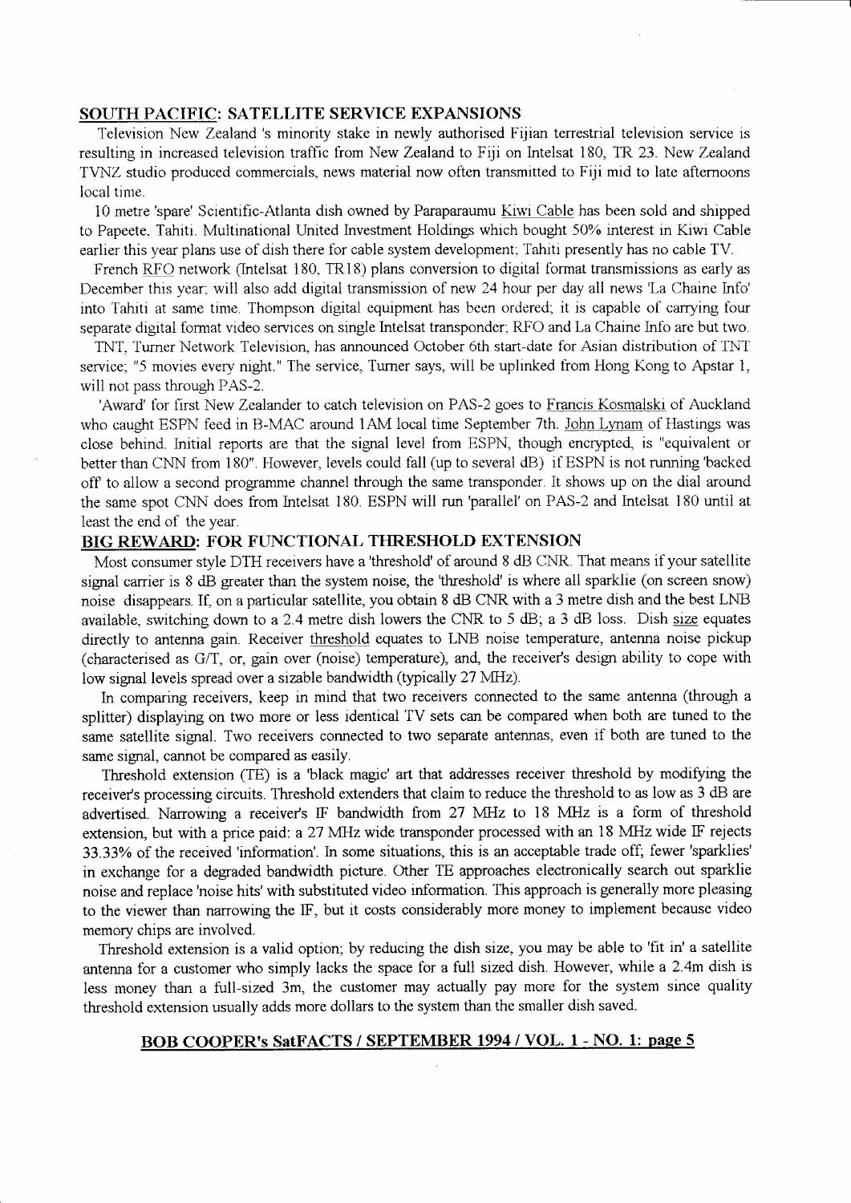## SOUTH PACIFIC: SATELLITE SERVICE EXPANSIONS

Television New Zealand 's minority stake in newly authorised Fijian terrestrial television service is resulting in increased television traffic from New Zealand to Fiji on Intelsat 180, TR 23. New Zealand TVNZ studio produced commercials, news material now often transmitted to Fiji mid to late afternoons local time.

10 metre 'spare' Scientific-Atlanta dish owned by Paraparaumu Kiwi Cable has been sold and shipped to Papeete, Tahiti. Multinational United Investment Holdings which bought 50% interest in Kiwi Cable earlier this year plans use of dish there for cable system development; Tahiti presently has no cable TV.

French RFO network (Intelsat 180, TR18) plans conversion to digital format transmissions as early as December this year; will also add digital transmission of new 24 hour per day all news 'La Chaine Info' into Tahiti at same time. Thompson digital equipment has been ordered; it is capable of carrying four separate digital format video services on single Intelsat transponder; RFO and La Chaine Info are but two.

TNT, Turner Network Television, has announced October 6th start-date for Asian distribution of TNT service; "5 movies every night." The service, Turner says, will be uplinked from Hong Kong to Apstar 1, will not pass through PAS-2.

'Award' for first New Zealander to catch television on PAS-2 goes to Francis Kosmalski of Auckland who caught ESPN feed in B-MAC around 1AM local time September 7th. John Lynam of Hastings was close behind. Initial reports are that the signal level from ESPN, though encrypted, is "equivalent or better than CNN from 180". However, levels could fall (up to several dB) if ESPN is not running 'backed off' to allow a second programme channel through the same transponder. It shows up on the dial around the same spot CNN does from Intelsat 180. ESPN will run 'parallel' on PAS-2 and Intelsat 180 until at least the end of the year.

## BIG REWARD: FOR FUNCTIONAL THRESHOLD EXTENSION

Most consumer style DTH receivers have a 'threshold' of around 8 dB CNR. That means if your satellite signal carrier is 8 dB greater than the system noise, the 'threshold' is where all sparklie (on screen snow) noise disappears. If, on a particular satellite, you obtain 8 dB CNR with a 3 metre dish and the best LNB available, switching down to a 2.4 metre dish lowers the CNR to 5 dB; a 3 dB loss. Dish size equates directly to antenna gain. Receiver threshold equates to LNB noise temperature, antenna noise pickup (characterised as G/T, or, gain over (noise) temperature), and, the receiver's design ability to cope with low signal levels spread over a sizable bandwidth (typically 27 MHz).

In comparing receivers, keep in mind that two receivers connected to the same antenna (through a splitter) displaying on two more or less identical TV sets can be compared when both are tuned to the same satellite signal. Two receivers connected to two separate antennas, even if both are tuned to the same signal, cannot be compared as easily.

Threshold extension (TE) is a 'black magic' art that addresses receiver threshold by modifying the receiver's processing circuits. Threshold extenders that claim to reduce the threshold to as low as 3 dB are advertised. Narrowing a receiver's IF bandwidth from 27 MHz to 18 MHz is a form of threshold extension, but with a price paid: a 27 MHz wide transponder processed with an 18 MHz wide IF rejects 33.33% of the received 'information'. In some situations, this is an acceptable trade off; fewer 'sparklies' in exchange for a degraded bandwidth picture. Other TE approaches electronically search out sparklie noise and replace 'noise hits' with substituted video information. This approach is generally more pleasing to the viewer than narrowing the IF, but it costs considerably more money to implement because video memory chips are involved.

Threshold extension is a valid option; by reducing the dish size, you may be able to 'fit in' a satellite antenna for a customer who simply lacks the space for a full sized dish. However, while a 2.4m dish is less money than a full-sized 3m, the customer may actually pay more for the system since quality threshold extension usually adds more dollars to the system than the smaller dish saved.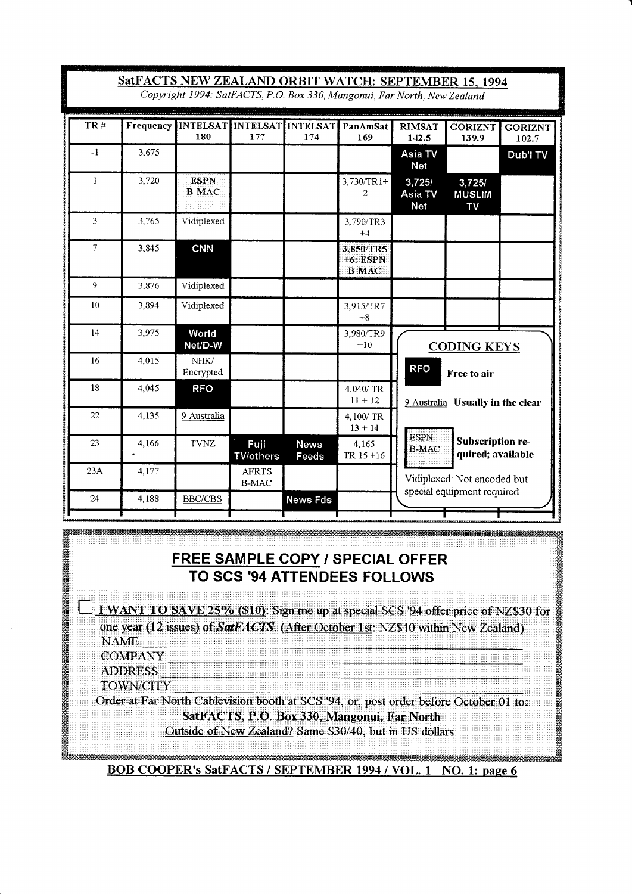## SatFACTS NEW ZEALAND ORBIT WATCH: SEPTEMBER 15, 1994

*Copyright 1994: SatFACTS, P.O. Box 330, Mangonui, Far North, New Zealand*

| TR # | Frequency | INTELSAT 180 | INTELSAT 177 | INTELSAT 174 | PanAmSat 169 | RIMSAT 142.5 | GORIZNT 139.9 | GORIZNT 102.7 |
|---|---|---|---|---|---|---|---|---|
| -1 | 3,675 | | | | | Asia TV Net | | Dub'l TV |
| 1 | 3,720 | ESPN B-MAC | | | 3,730/TR1+ 2 | 3,725/ Asia TV Net | 3,725/ MUSLIM TV | |
| 3 | 3,765 | Vidiplexed | | | 3,790/TR3 +4 | | | |
| 7 | 3,845 | CNN | | | 3,850/TR5 +6: ESPN B-MAC | | | |
| 9 | 3,876 | Vidiplexed | | | | | | |
| 10 | 3,894 | Vidiplexed | | | 3,915/TR7 +8 | | | |
| 14 | 3,975 | World Net/D-W | | | 3,980/TR9 +10 | | | |
| 16 | 4,015 | NHK/ Encrypted | | | | | | |
| 18 | 4,045 | RFO | | | 4,040/ TR 11 + 12 | | | |
| 22 | 4,135 | 9 Australia | | | 4,100/ TR 13 + 14 | | | |
| 23 | 4,166 • | TVNZ | Fuji TV/others | News Feeds | 4,165 TR 15 +16 | | | |
| 23A | 4,177 | | AFRTS B-MAC | | | | | |
| 24 | 4,188 | BBC/CBS | | News Fds | | | | |

**CODING KEYS**

- RFO (white on black): **Free to air**
- 9 Australia (underlined): **Usually in the clear**
- ESPN B-MAC (shaded): **Subscription required; available**
- Vidiplexed: Not encoded but special equipment required

## FREE SAMPLE COPY / SPECIAL OFFER TO SCS '94 ATTENDEES FOLLOWS

☐ **I WANT TO SAVE 25% ($10)**: Sign me up at special SCS '94 offer price of NZ$30 for one year (12 issues) of ***SatFACTS***. (After October 1st: NZ$40 within New Zealand)

NAME \_\_\_\_\_\_\_\_\_\_\_\_\_\_\_\_\_\_\_\_

COMPANY \_\_\_\_\_\_\_\_\_\_\_\_\_\_\_\_\_\_\_\_

ADDRESS \_\_\_\_\_\_\_\_\_\_\_\_\_\_\_\_\_\_\_\_

TOWN/CITY \_\_\_\_\_\_\_\_\_\_\_\_\_\_\_\_\_\_\_\_

Order at Far North Cablevision booth at SCS '94, or, post order before October 01 to:

**SatFACTS, P.O. Box 330, Mangonui, Far North**

Outside of New Zealand? Same $30/40, but in US dollars